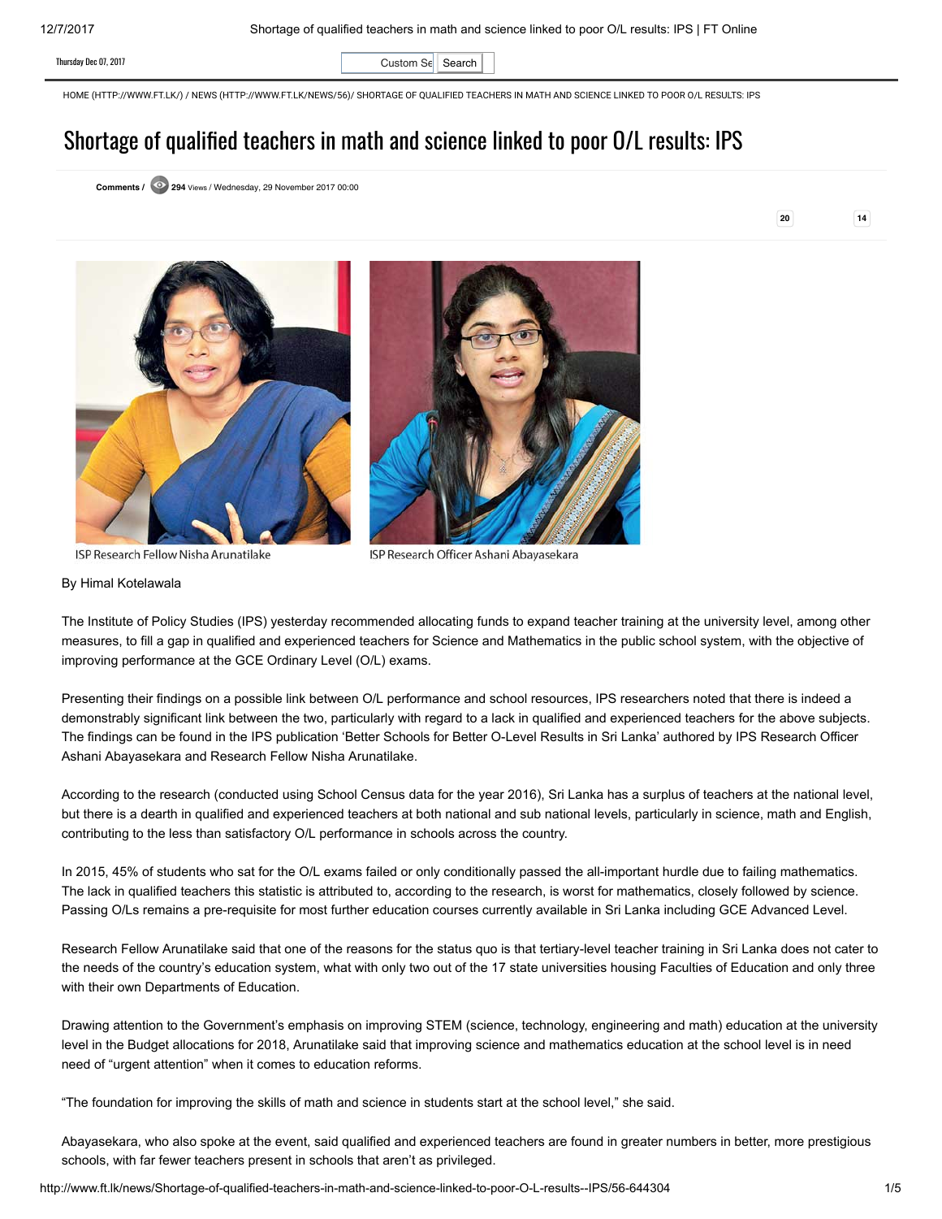HOME (HTTP://WWW.FT.LK/) / NEWS (HTTP://WWW.FT.LK/NEWS/56)/ SHORTAGE OF QUALIFIED TEACHERS IN MATH AND SCIENCE LINKED TO POOR O/L RESULTS: IPS

# Shortage of qualified teachers in math and science linked to poor O/L results: IPS

**Comments** / 294 Views / Wednesday, 29 November 2017 00:00

ISP Research Fellow Nisha Arunatilake

ISP Research Officer Ashani Abayasekara

By Himal Kotelawala

The Institute of Policy Studies (IPS) yesterday recommended allocating funds to expand teacher training at the university level, among other measures, to fill a gap in qualified and experienced teachers for Science and Mathematics in the public school system, with the objective of improving performance at the GCE Ordinary Level (O/L) exams.

Presenting their findings on a possible link between O/L performance and school resources, IPS researchers noted that there is indeed a demonstrably significant link between the two, particularly with regard to a lack in qualified and experienced teachers for the above subjects. The findings can be found in the IPS publication 'Better Schools for Better O-Level Results in Sri Lanka' authored by IPS Research Officer Ashani Abayasekara and Research Fellow Nisha Arunatilake.

According to the research (conducted using School Census data for the year 2016), Sri Lanka has a surplus of teachers at the national level, but there is a dearth in qualified and experienced teachers at both national and sub national levels, particularly in science, math and English, contributing to the less than satisfactory O/L performance in schools across the country.

In 2015, 45% of students who sat for the O/L exams failed or only conditionally passed the all-important hurdle due to failing mathematics. The lack in qualified teachers this statistic is attributed to, according to the research, is worst for mathematics, closely followed by science. Passing O/Ls remains a pre-requisite for most further education courses currently available in Sri Lanka including GCE Advanced Level.

Research Fellow Arunatilake said that one of the reasons for the status quo is that tertiary-level teacher training in Sri Lanka does not cater to the needs of the country's education system, what with only two out of the 17 state universities housing Faculties of Education and only three with their own Departments of Education.

Drawing attention to the Government's emphasis on improving STEM (science, technology, engineering and math) education at the university level in the Budget allocations for 2018, Arunatilake said that improving science and mathematics education at the school level is in need need of "urgent attention" when it comes to education reforms.

"The foundation for improving the skills of math and science in students start at the school level," she said.

Abayasekara, who also spoke at the event, said qualified and experienced teachers are found in greater numbers in better, more prestigious schools, with far fewer teachers present in schools that aren't as privileged.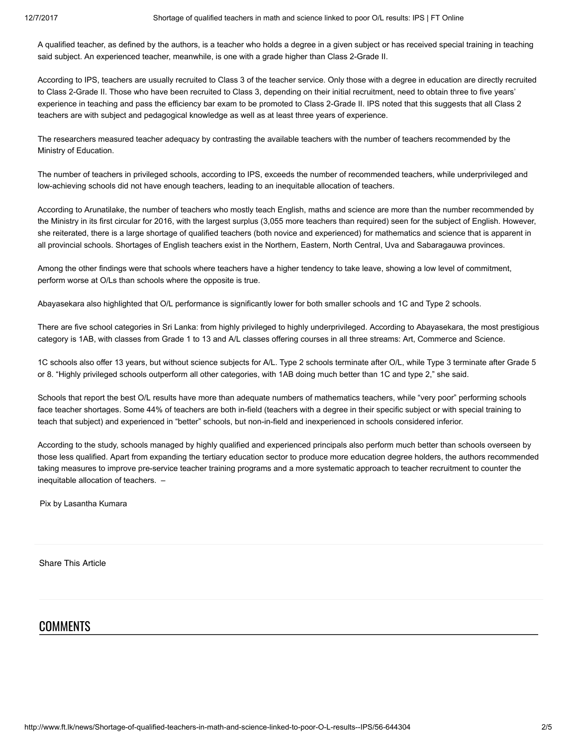A qualified teacher, as defined by the authors, is a teacher who holds a degree in a given subject or has received special training in teaching said subject. An experienced teacher, meanwhile, is one with a grade higher than Class 2-Grade II.

According to IPS, teachers are usually recruited to Class 3 of the teacher service. Only those with a degree in education are directly recruited to Class 2-Grade II. Those who have been recruited to Class 3, depending on their initial recruitment, need to obtain three to five years' experience in teaching and pass the efficiency bar exam to be promoted to Class 2-Grade II. IPS noted that this suggests that all Class 2 teachers are with subject and pedagogical knowledge as well as at least three years of experience.

The researchers measured teacher adequacy by contrasting the available teachers with the number of teachers recommended by the Ministry of Education.

The number of teachers in privileged schools, according to IPS, exceeds the number of recommended teachers, while underprivileged and low-achieving schools did not have enough teachers, leading to an inequitable allocation of teachers.

According to Arunatilake, the number of teachers who mostly teach English, maths and science are more than the number recommended by the Ministry in its first circular for 2016, with the largest surplus (3,055 more teachers than required) seen for the subject of English. However, she reiterated, there is a large shortage of qualified teachers (both novice and experienced) for mathematics and science that is apparent in all provincial schools. Shortages of English teachers exist in the Northern, Eastern, North Central, Uva and Sabaragauwa provinces.

Among the other findings were that schools where teachers have a higher tendency to take leave, showing a low level of commitment, perform worse at O/Ls than schools where the opposite is true.

Abayasekara also highlighted that O/L performance is significantly lower for both smaller schools and 1C and Type 2 schools.

There are five school categories in Sri Lanka: from highly privileged to highly underprivileged. According to Abayasekara, the most prestigious category is 1AB, with classes from Grade 1 to 13 and A/L classes offering courses in all three streams: Art, Commerce and Science.

1C schools also offer 13 years, but without science subjects for A/L. Type 2 schools terminate after O/L, while Type 3 terminate after Grade 5 or 8. "Highly privileged schools outperform all other categories, with 1AB doing much better than 1C and type 2," she said.

Schools that report the best O/L results have more than adequate numbers of mathematics teachers, while "very poor" performing schools face teacher shortages. Some 44% of teachers are both in-field (teachers with a degree in their specific subject or with special training to teach that subject) and experienced in "better" schools, but non-in-field and inexperienced in schools considered inferior.

According to the study, schools managed by highly qualified and experienced principals also perform much better than schools overseen by those less qualified. Apart from expanding the tertiary education sector to produce more education degree holders, the authors recommended taking measures to improve pre-service teacher training programs and a more systematic approach to teacher recruitment to counter the inequitable allocation of teachers. –

Pix by Lasantha Kumara

Share This Article

## COMMENTS